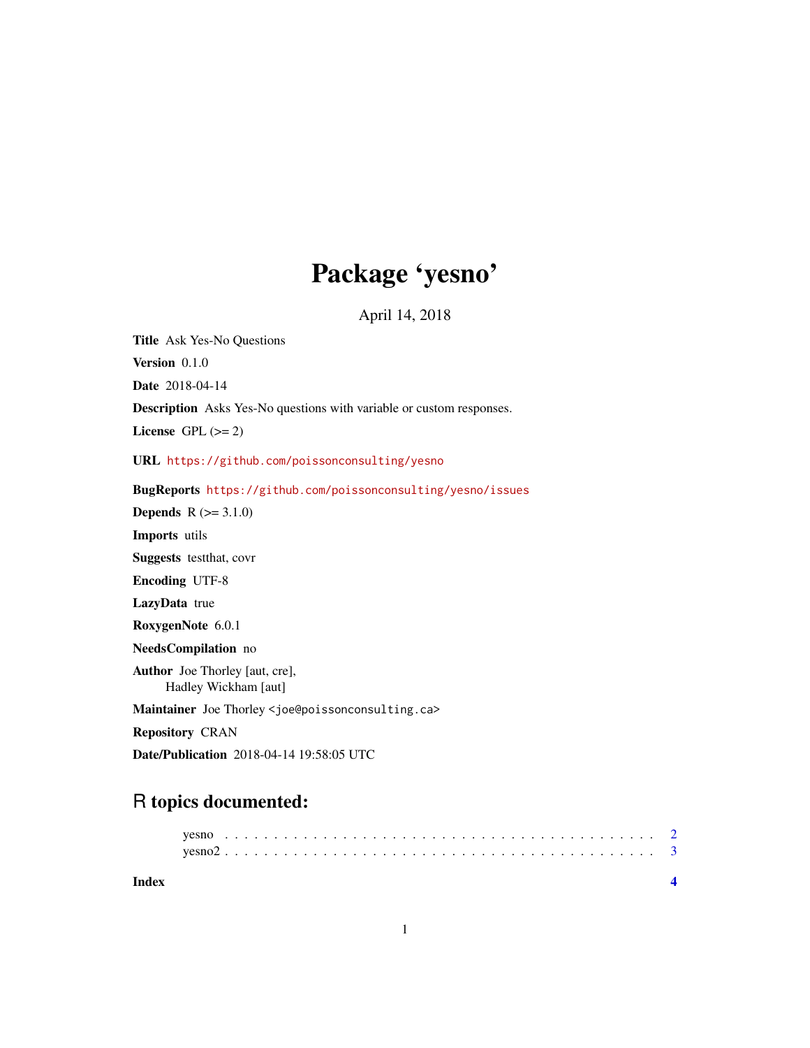# Package 'yesno'

April 14, 2018

**Title** Ask Yes-No Questions

**Version** 0.1.0

**Date** 2018-04-14

**Description** Asks Yes-No questions with variable or custom responses.

**License** GPL (>= 2)

**URL** https://github.com/poissonconsulting/yesno

**BugReports** https://github.com/poissonconsulting/yesno/issues

**Depends** R (>= 3.1.0)

**Imports** utils

**Suggests** testthat, covr

**Encoding** UTF-8

**LazyData** true

**RoxygenNote** 6.0.1

**NeedsCompilation** no

**Author** Joe Thorley [aut, cre],
Hadley Wickham [aut]

**Maintainer** Joe Thorley <joe@poissonconsulting.ca>

**Repository** CRAN

**Date/Publication** 2018-04-14 19:58:05 UTC

## R topics documented:

yesno . . . . . . . . . . . . . . . . . . . . . . . . . . . . . . . . . . . . . . . . 2
yesno2 . . . . . . . . . . . . . . . . . . . . . . . . . . . . . . . . . . . . . . . 3

**Index** **4**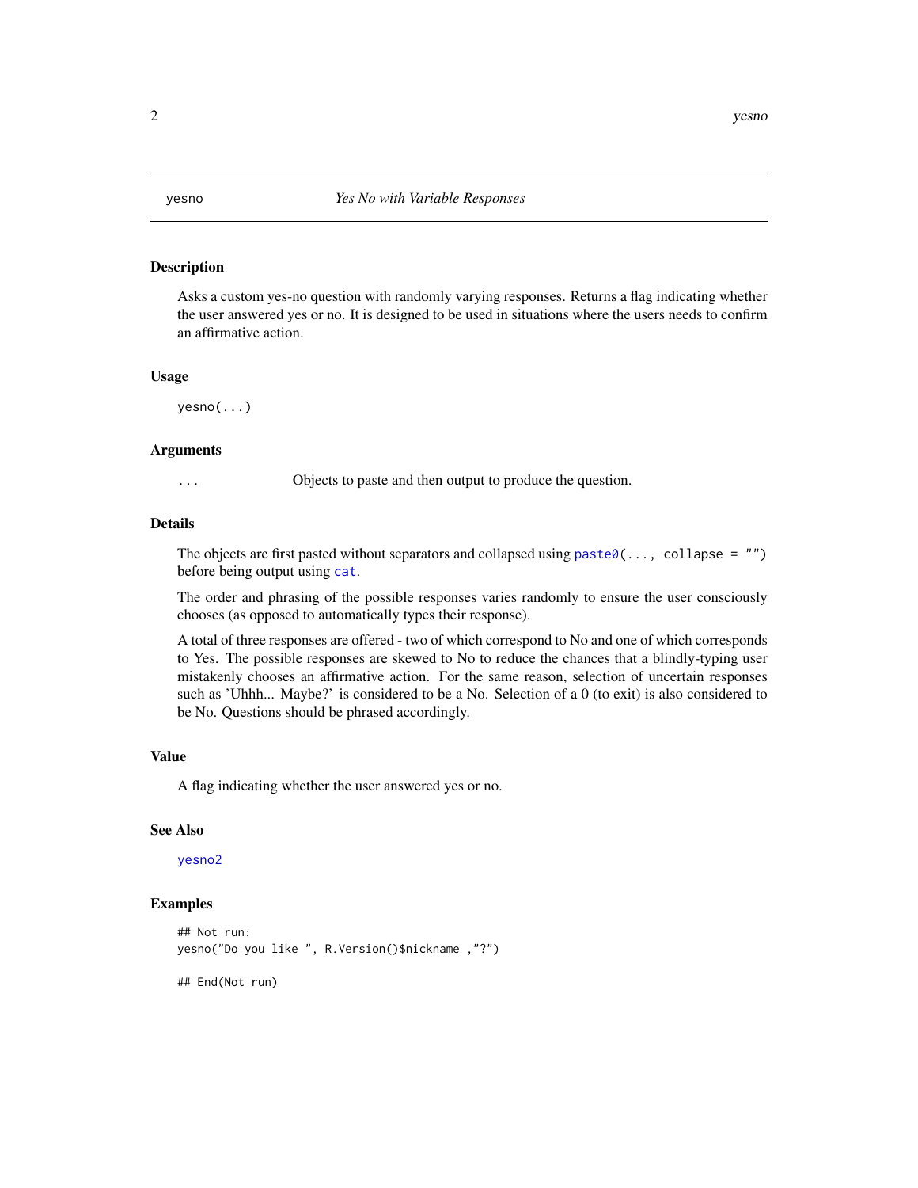## yesno — *Yes No with Variable Responses*

### Description

Asks a custom yes-no question with randomly varying responses. Returns a flag indicating whether the user answered yes or no. It is designed to be used in situations where the users needs to confirm an affirmative action.

### Usage

```
yesno(...)
```

### Arguments

| | |
|---|---|
| `...` | Objects to paste and then output to produce the question. |

### Details

The objects are first pasted without separators and collapsed using `paste0(..., collapse = "")` before being output using `cat`.

The order and phrasing of the possible responses varies randomly to ensure the user consciously chooses (as opposed to automatically types their response).

A total of three responses are offered - two of which correspond to No and one of which corresponds to Yes. The possible responses are skewed to No to reduce the chances that a blindly-typing user mistakenly chooses an affirmative action. For the same reason, selection of uncertain responses such as 'Uhhh... Maybe?' is considered to be a No. Selection of a 0 (to exit) is also considered to be No. Questions should be phrased accordingly.

### Value

A flag indicating whether the user answered yes or no.

### See Also

`yesno2`

### Examples

```
## Not run:
yesno("Do you like ", R.Version()$nickname ,"?")

## End(Not run)
```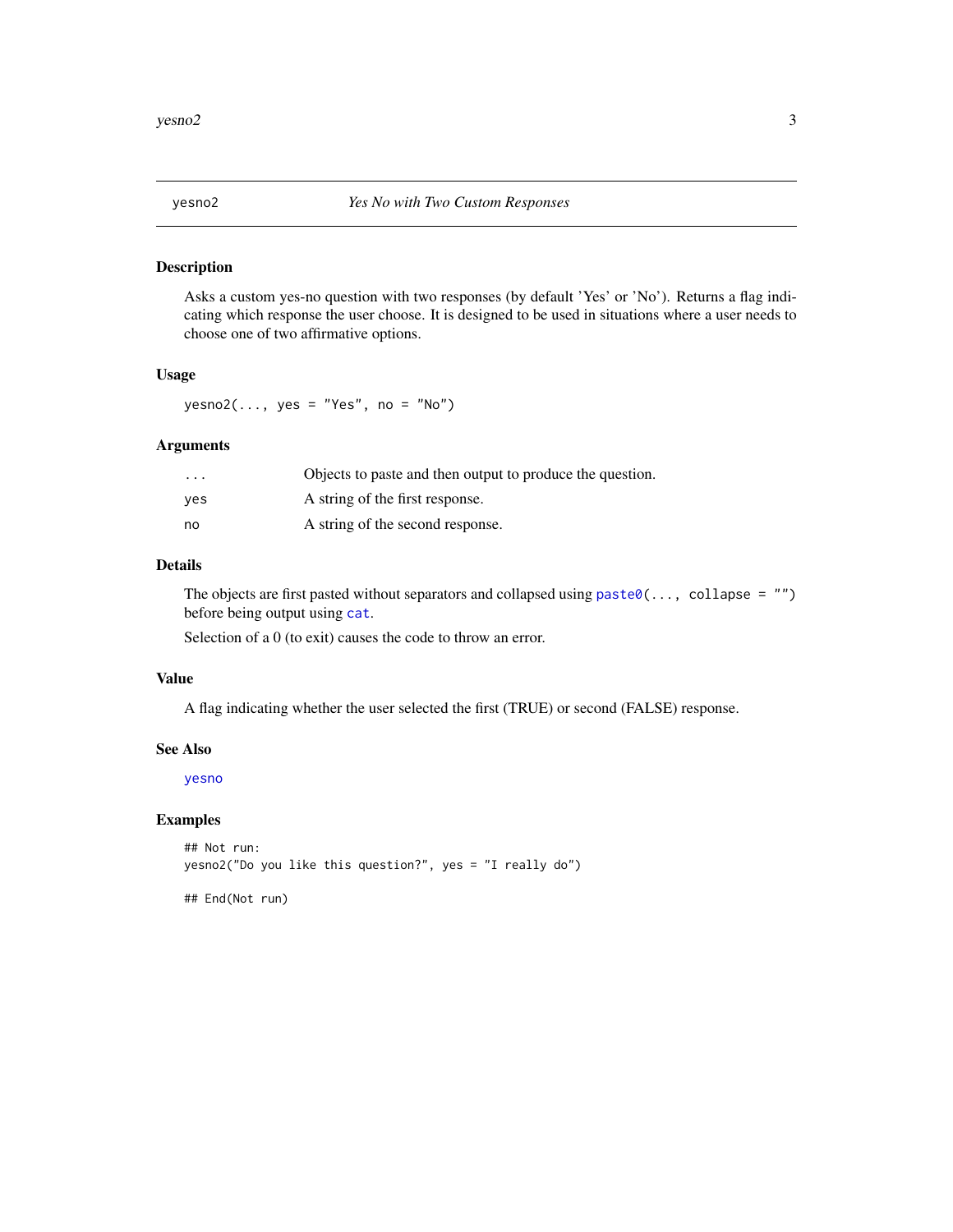## yesno2 — *Yes No with Two Custom Responses*

### Description

Asks a custom yes-no question with two responses (by default 'Yes' or 'No'). Returns a flag indicating which response the user choose. It is designed to be used in situations where a user needs to choose one of two affirmative options.

### Usage

```
yesno2(..., yes = "Yes", no = "No")
```

### Arguments

| | |
|---|---|
| `...` | Objects to paste and then output to produce the question. |
| `yes` | A string of the first response. |
| `no` | A string of the second response. |

### Details

The objects are first pasted without separators and collapsed using `paste0(..., collapse = "")` before being output using `cat`.

Selection of a 0 (to exit) causes the code to throw an error.

### Value

A flag indicating whether the user selected the first (TRUE) or second (FALSE) response.

### See Also

`yesno`

### Examples

```
## Not run:
yesno2("Do you like this question?", yes = "I really do")

## End(Not run)
```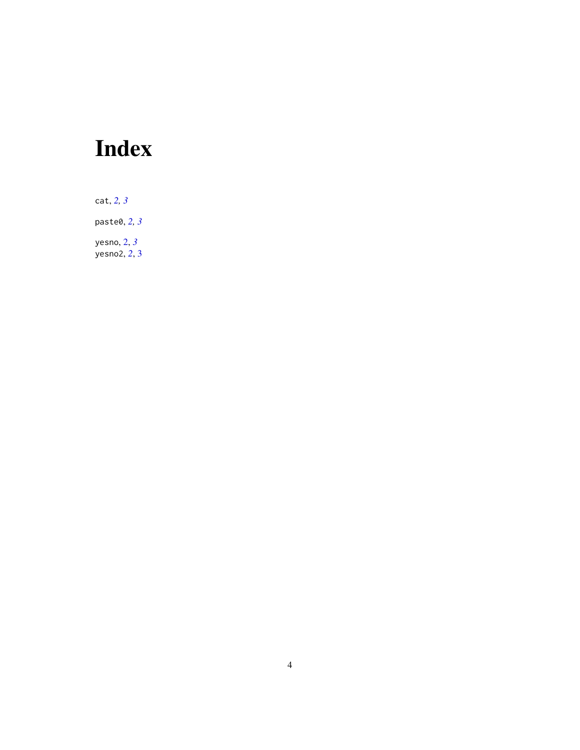# Index

`cat`, *2, 3*

`paste0`, *2, 3*

`yesno`, 2, *3*
`yesno2`, *2*, 3